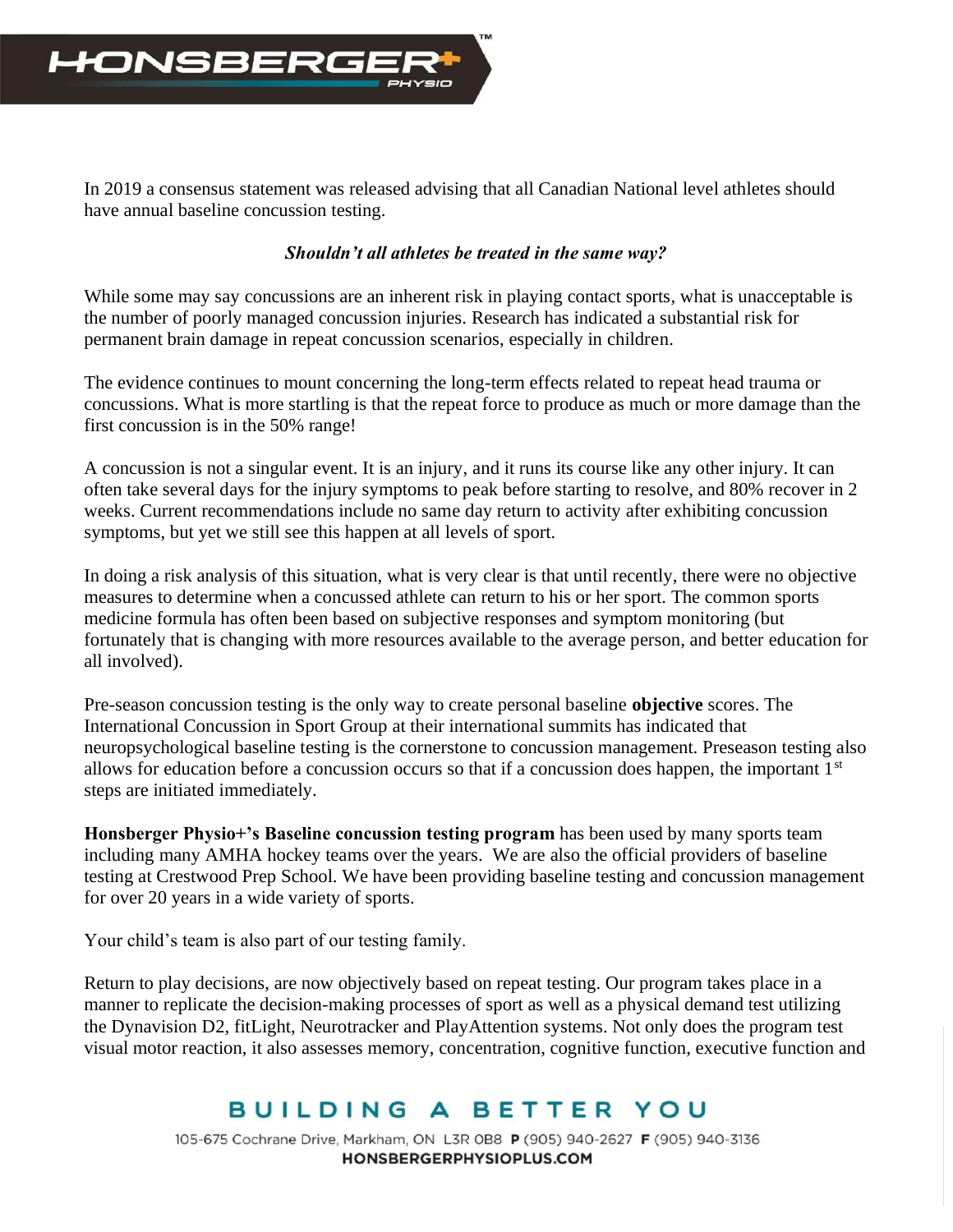In 2019 a consensus statement was released advising that all Canadian National level athletes should have annual baseline concussion testing.

***Shouldn't all athletes be treated in the same way?***

While some may say concussions are an inherent risk in playing contact sports, what is unacceptable is the number of poorly managed concussion injuries. Research has indicated a substantial risk for permanent brain damage in repeat concussion scenarios, especially in children.

The evidence continues to mount concerning the long-term effects related to repeat head trauma or concussions. What is more startling is that the repeat force to produce as much or more damage than the first concussion is in the 50% range!

A concussion is not a singular event. It is an injury, and it runs its course like any other injury. It can often take several days for the injury symptoms to peak before starting to resolve, and 80% recover in 2 weeks. Current recommendations include no same day return to activity after exhibiting concussion symptoms, but yet we still see this happen at all levels of sport.

In doing a risk analysis of this situation, what is very clear is that until recently, there were no objective measures to determine when a concussed athlete can return to his or her sport. The common sports medicine formula has often been based on subjective responses and symptom monitoring (but fortunately that is changing with more resources available to the average person, and better education for all involved).

Pre-season concussion testing is the only way to create personal baseline **objective** scores. The International Concussion in Sport Group at their international summits has indicated that neuropsychological baseline testing is the cornerstone to concussion management. Preseason testing also allows for education before a concussion occurs so that if a concussion does happen, the important 1st steps are initiated immediately.

**Honsberger Physio+'s Baseline concussion testing program** has been used by many sports team including many AMHA hockey teams over the years. We are also the official providers of baseline testing at Crestwood Prep School. We have been providing baseline testing and concussion management for over 20 years in a wide variety of sports.

Your child's team is also part of our testing family.

Return to play decisions, are now objectively based on repeat testing. Our program takes place in a manner to replicate the decision-making processes of sport as well as a physical demand test utilizing the Dynavision D2, fitLight, Neurotracker and PlayAttention systems. Not only does the program test visual motor reaction, it also assesses memory, concentration, cognitive function, executive function and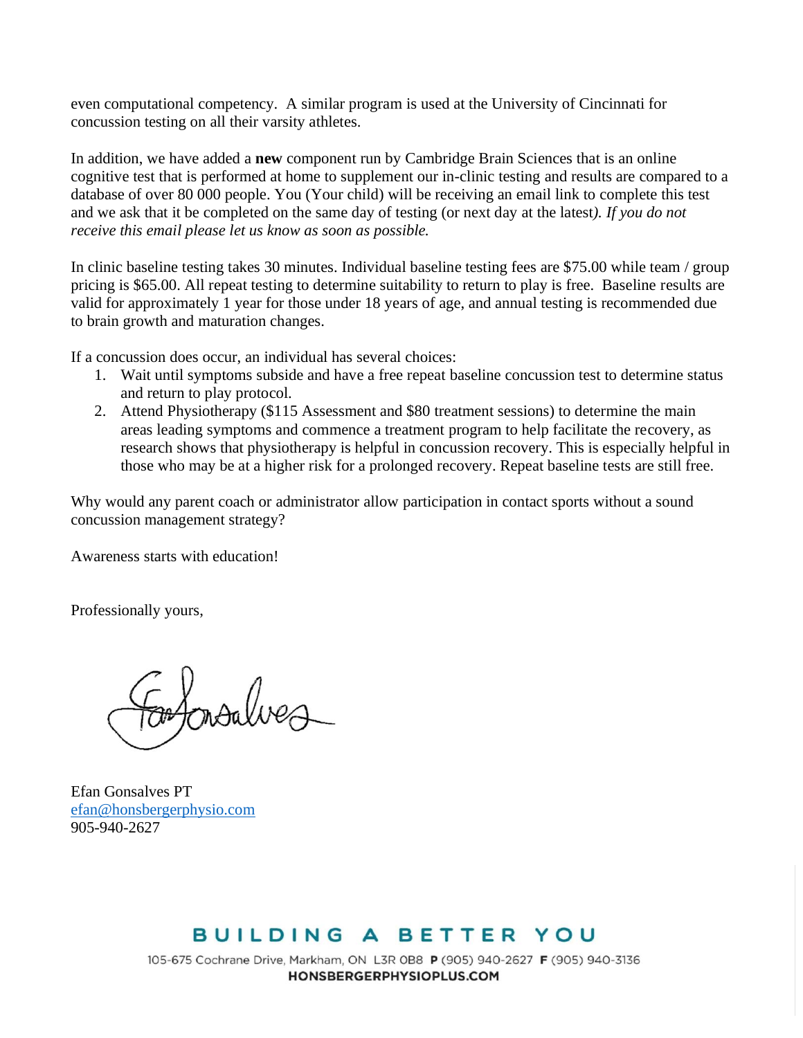even computational competency. A similar program is used at the University of Cincinnati for concussion testing on all their varsity athletes.

In addition, we have added a **new** component run by Cambridge Brain Sciences that is an online cognitive test that is performed at home to supplement our in-clinic testing and results are compared to a database of over 80 000 people. You (Your child) will be receiving an email link to complete this test and we ask that it be completed on the same day of testing (or next day at the latest*). If you do not receive this email please let us know as soon as possible.*

In clinic baseline testing takes 30 minutes. Individual baseline testing fees are $75.00 while team / group pricing is $65.00. All repeat testing to determine suitability to return to play is free. Baseline results are valid for approximately 1 year for those under 18 years of age, and annual testing is recommended due to brain growth and maturation changes.

If a concussion does occur, an individual has several choices:

1. Wait until symptoms subside and have a free repeat baseline concussion test to determine status and return to play protocol.
2. Attend Physiotherapy ($115 Assessment and $80 treatment sessions) to determine the main areas leading symptoms and commence a treatment program to help facilitate the recovery, as research shows that physiotherapy is helpful in concussion recovery. This is especially helpful in those who may be at a higher risk for a prolonged recovery. Repeat baseline tests are still free.

Why would any parent coach or administrator allow participation in contact sports without a sound concussion management strategy?

Awareness starts with education!

Professionally yours,

Efan Gonsalves PT
efan@honsbergerphysio.com
905-940-2627

BUILDING A BETTER YOU

105-675 Cochrane Drive, Markham, ON L3R 0B8 **P** (905) 940-2627 **F** (905) 940-3136
**HONSBERGERPHYSIOPLUS.COM**